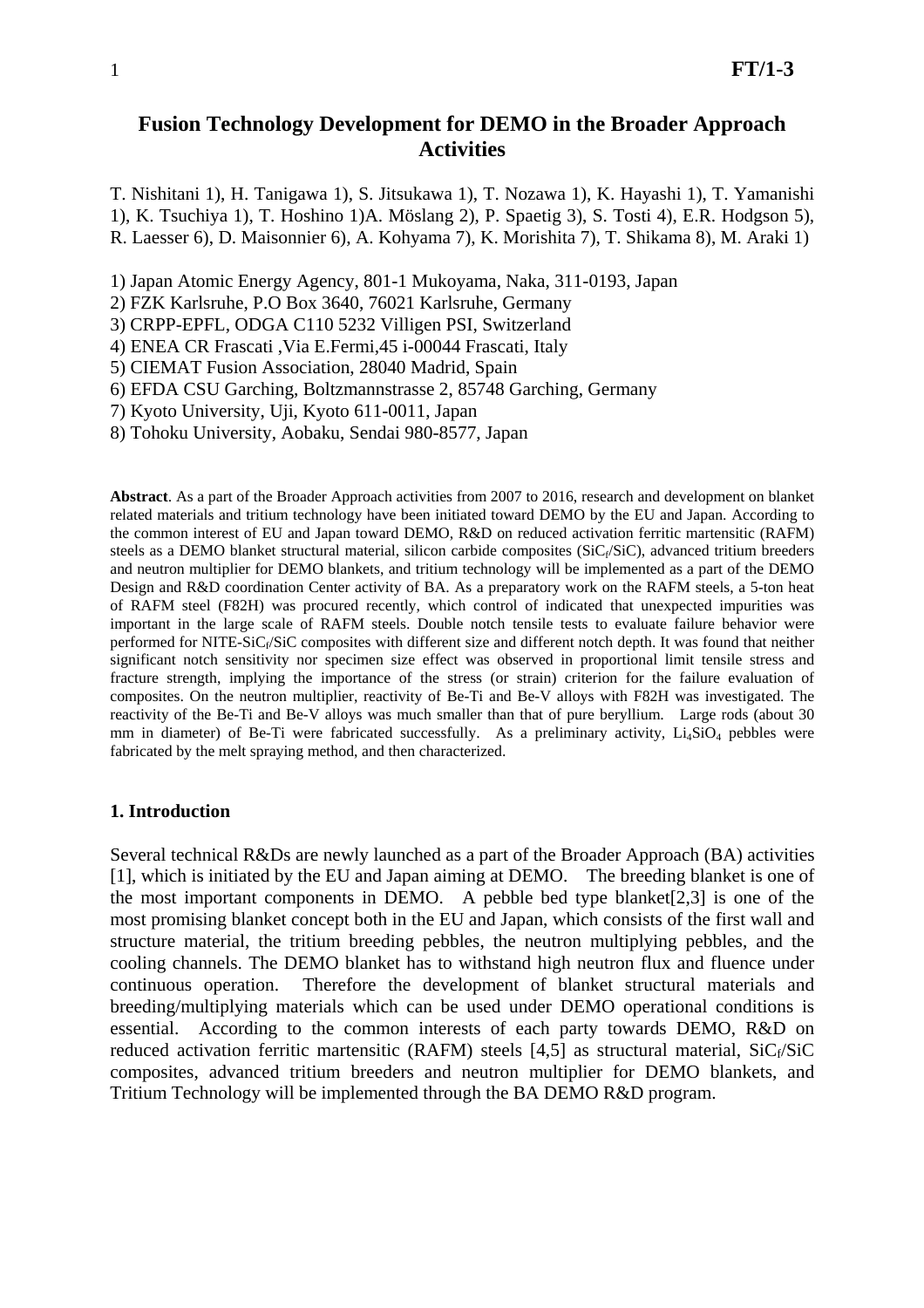# Fusion Technology Development for DEMO in the Broader Approach Activities

T. Nishitani 1), H. Tanigawa 1), S. Jitsukawa 1), T. Nozawa 1), K. Hayashi 1), T. Yamanishi 1), K. Tsuchiya 1), T. Hoshino 1)A. Möslang 2), P. Spaetig 3), S. Tosti 4), E.R. Hodgson 5), R. Laesser 6), D. Maisonnier 6), A. Kohyama 7), K. Morishita 7), T. Shikama 8), M. Araki 1)

1) Japan Atomic Energy Agency, 801-1 Mukoyama, Naka, 311-0193, Japan
2) FZK Karlsruhe, P.O Box 3640, 76021 Karlsruhe, Germany
3) CRPP-EPFL, ODGA C110 5232 Villigen PSI, Switzerland
4) ENEA CR Frascati ,Via E.Fermi,45 i-00044 Frascati, Italy
5) CIEMAT Fusion Association, 28040 Madrid, Spain
6) EFDA CSU Garching, Boltzmannstrasse 2, 85748 Garching, Germany
7) Kyoto University, Uji, Kyoto 611-0011, Japan
8) Tohoku University, Aobaku, Sendai 980-8577, Japan

**Abstract**. As a part of the Broader Approach activities from 2007 to 2016, research and development on blanket related materials and tritium technology have been initiated toward DEMO by the EU and Japan. According to the common interest of EU and Japan toward DEMO, R&D on reduced activation ferritic martensitic (RAFM) steels as a DEMO blanket structural material, silicon carbide composites ($SiC_f/SiC$), advanced tritium breeders and neutron multiplier for DEMO blankets, and tritium technology will be implemented as a part of the DEMO Design and R&D coordination Center activity of BA. As a preparatory work on the RAFM steels, a 5-ton heat of RAFM steel (F82H) was procured recently, which control of indicated that unexpected impurities was important in the large scale of RAFM steels. Double notch tensile tests to evaluate failure behavior were performed for NITE-$SiC_f/SiC$ composites with different size and different notch depth. It was found that neither significant notch sensitivity nor specimen size effect was observed in proportional limit tensile stress and fracture strength, implying the importance of the stress (or strain) criterion for the failure evaluation of composites. On the neutron multiplier, reactivity of Be-Ti and Be-V alloys with F82H was investigated. The reactivity of the Be-Ti and Be-V alloys was much smaller than that of pure beryllium. Large rods (about 30 mm in diameter) of Be-Ti were fabricated successfully. As a preliminary activity, $Li_4SiO_4$ pebbles were fabricated by the melt spraying method, and then characterized.

## 1. Introduction

Several technical R&Ds are newly launched as a part of the Broader Approach (BA) activities [1], which is initiated by the EU and Japan aiming at DEMO. The breeding blanket is one of the most important components in DEMO. A pebble bed type blanket[2,3] is one of the most promising blanket concept both in the EU and Japan, which consists of the first wall and structure material, the tritium breeding pebbles, the neutron multiplying pebbles, and the cooling channels. The DEMO blanket has to withstand high neutron flux and fluence under continuous operation. Therefore the development of blanket structural materials and breeding/multiplying materials which can be used under DEMO operational conditions is essential. According to the common interests of each party towards DEMO, R&D on reduced activation ferritic martensitic (RAFM) steels [4,5] as structural material, $SiC_f/SiC$ composites, advanced tritium breeders and neutron multiplier for DEMO blankets, and Tritium Technology will be implemented through the BA DEMO R&D program.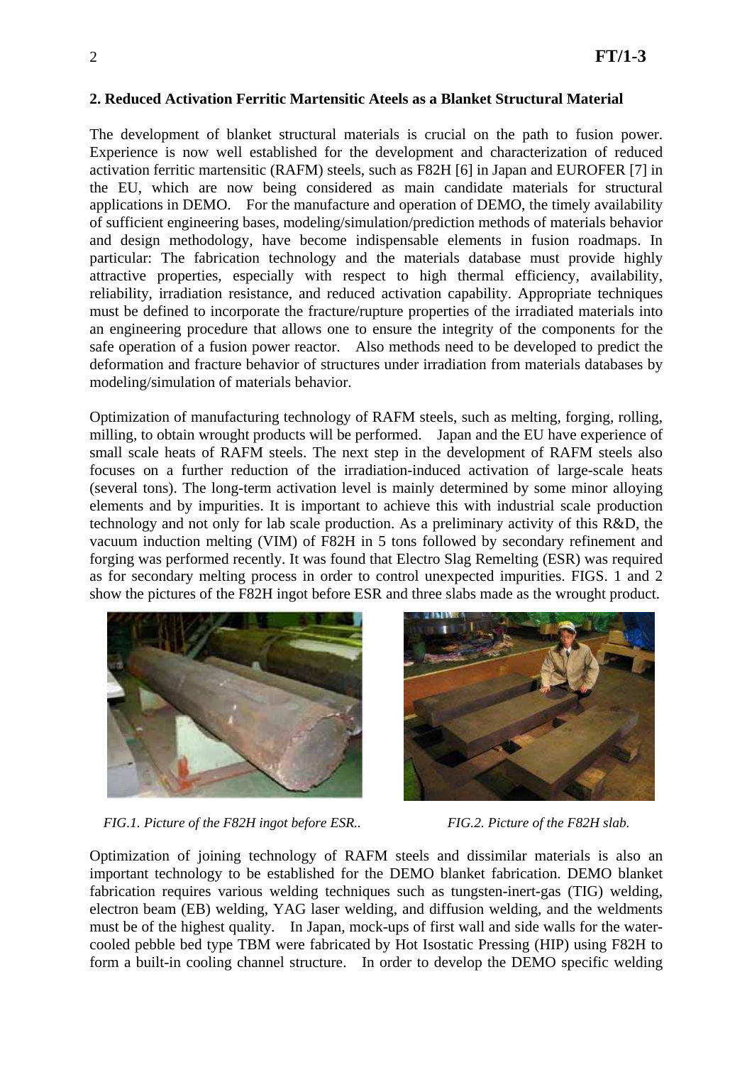## 2. Reduced Activation Ferritic Martensitic Ateels as a Blanket Structural Material

The development of blanket structural materials is crucial on the path to fusion power. Experience is now well established for the development and characterization of reduced activation ferritic martensitic (RAFM) steels, such as F82H [6] in Japan and EUROFER [7] in the EU, which are now being considered as main candidate materials for structural applications in DEMO. For the manufacture and operation of DEMO, the timely availability of sufficient engineering bases, modeling/simulation/prediction methods of materials behavior and design methodology, have become indispensable elements in fusion roadmaps. In particular: The fabrication technology and the materials database must provide highly attractive properties, especially with respect to high thermal efficiency, availability, reliability, irradiation resistance, and reduced activation capability. Appropriate techniques must be defined to incorporate the fracture/rupture properties of the irradiated materials into an engineering procedure that allows one to ensure the integrity of the components for the safe operation of a fusion power reactor. Also methods need to be developed to predict the deformation and fracture behavior of structures under irradiation from materials databases by modeling/simulation of materials behavior.

Optimization of manufacturing technology of RAFM steels, such as melting, forging, rolling, milling, to obtain wrought products will be performed. Japan and the EU have experience of small scale heats of RAFM steels. The next step in the development of RAFM steels also focuses on a further reduction of the irradiation-induced activation of large-scale heats (several tons). The long-term activation level is mainly determined by some minor alloying elements and by impurities. It is important to achieve this with industrial scale production technology and not only for lab scale production. As a preliminary activity of this R&D, the vacuum induction melting (VIM) of F82H in 5 tons followed by secondary refinement and forging was performed recently. It was found that Electro Slag Remelting (ESR) was required as for secondary melting process in order to control unexpected impurities. FIGS. 1 and 2 show the pictures of the F82H ingot before ESR and three slabs made as the wrought product.

*FIG.1. Picture of the F82H ingot before ESR..*

*FIG.2. Picture of the F82H slab.*

Optimization of joining technology of RAFM steels and dissimilar materials is also an important technology to be established for the DEMO blanket fabrication. DEMO blanket fabrication requires various welding techniques such as tungsten-inert-gas (TIG) welding, electron beam (EB) welding, YAG laser welding, and diffusion welding, and the weldments must be of the highest quality. In Japan, mock-ups of first wall and side walls for the water-cooled pebble bed type TBM were fabricated by Hot Isostatic Pressing (HIP) using F82H to form a built-in cooling channel structure. In order to develop the DEMO specific welding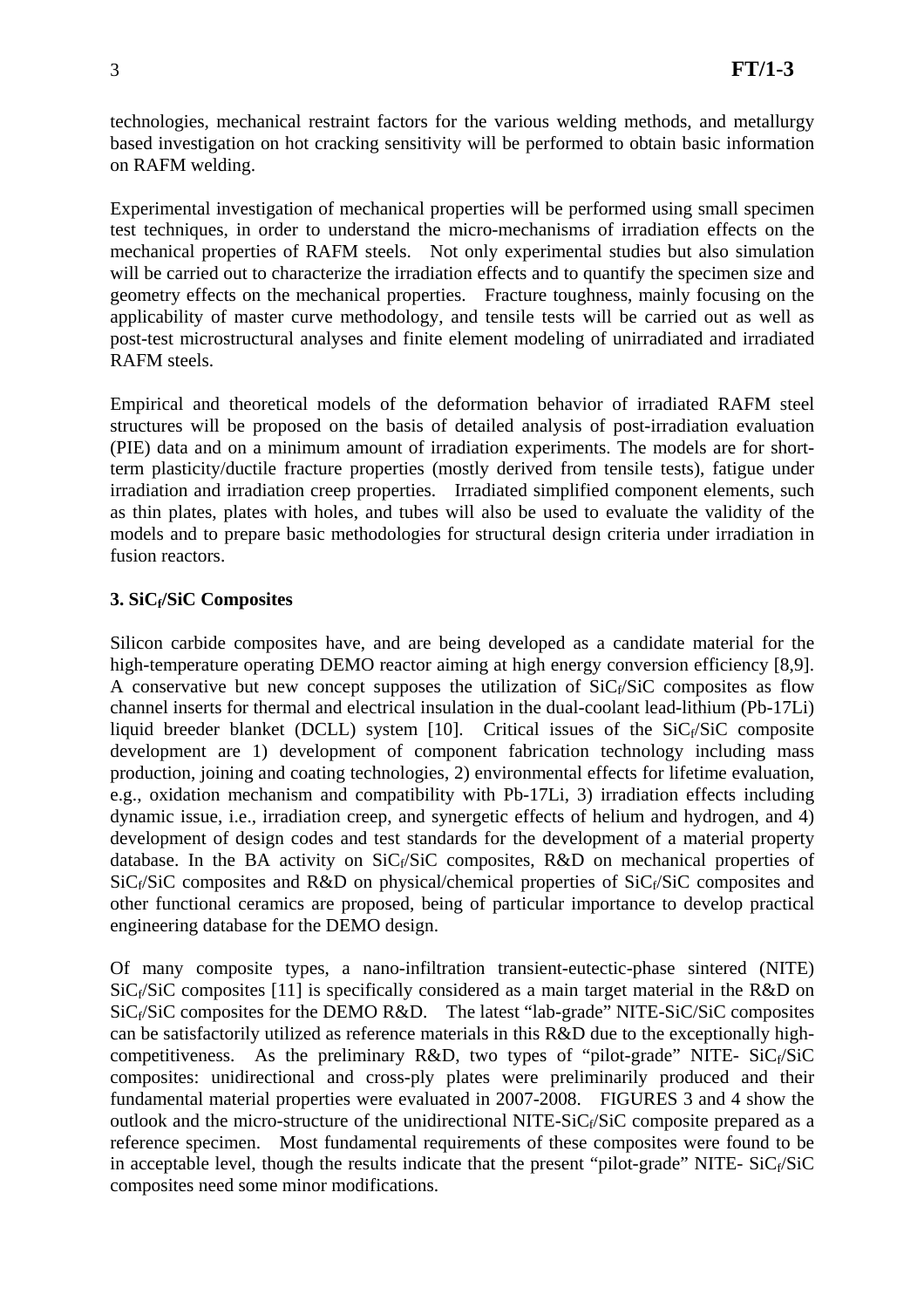technologies, mechanical restraint factors for the various welding methods, and metallurgy based investigation on hot cracking sensitivity will be performed to obtain basic information on RAFM welding.

Experimental investigation of mechanical properties will be performed using small specimen test techniques, in order to understand the micro-mechanisms of irradiation effects on the mechanical properties of RAFM steels. Not only experimental studies but also simulation will be carried out to characterize the irradiation effects and to quantify the specimen size and geometry effects on the mechanical properties. Fracture toughness, mainly focusing on the applicability of master curve methodology, and tensile tests will be carried out as well as post-test microstructural analyses and finite element modeling of unirradiated and irradiated RAFM steels.

Empirical and theoretical models of the deformation behavior of irradiated RAFM steel structures will be proposed on the basis of detailed analysis of post-irradiation evaluation (PIE) data and on a minimum amount of irradiation experiments. The models are for short-term plasticity/ductile fracture properties (mostly derived from tensile tests), fatigue under irradiation and irradiation creep properties. Irradiated simplified component elements, such as thin plates, plates with holes, and tubes will also be used to evaluate the validity of the models and to prepare basic methodologies for structural design criteria under irradiation in fusion reactors.

### 3. $SiC_f/SiC$ Composites

Silicon carbide composites have, and are being developed as a candidate material for the high-temperature operating DEMO reactor aiming at high energy conversion efficiency [8,9]. A conservative but new concept supposes the utilization of $SiC_f/SiC$ composites as flow channel inserts for thermal and electrical insulation in the dual-coolant lead-lithium (Pb-17Li) liquid breeder blanket (DCLL) system [10]. Critical issues of the $SiC_f/SiC$ composite development are 1) development of component fabrication technology including mass production, joining and coating technologies, 2) environmental effects for lifetime evaluation, e.g., oxidation mechanism and compatibility with Pb-17Li, 3) irradiation effects including dynamic issue, i.e., irradiation creep, and synergetic effects of helium and hydrogen, and 4) development of design codes and test standards for the development of a material property database. In the BA activity on $SiC_f/SiC$ composites, R&D on mechanical properties of $SiC_f/SiC$ composites and R&D on physical/chemical properties of $SiC_f/SiC$ composites and other functional ceramics are proposed, being of particular importance to develop practical engineering database for the DEMO design.

Of many composite types, a nano-infiltration transient-eutectic-phase sintered (NITE) $SiC_f/SiC$ composites [11] is specifically considered as a main target material in the R&D on $SiC_f/SiC$ composites for the DEMO R&D. The latest "lab-grade" NITE-SiC/SiC composites can be satisfactorily utilized as reference materials in this R&D due to the exceptionally high-competitiveness. As the preliminary R&D, two types of "pilot-grade" NITE- $SiC_f/SiC$ composites: unidirectional and cross-ply plates were preliminarily produced and their fundamental material properties were evaluated in 2007-2008. FIGURES 3 and 4 show the outlook and the micro-structure of the unidirectional NITE-$SiC_f/SiC$ composite prepared as a reference specimen. Most fundamental requirements of these composites were found to be in acceptable level, though the results indicate that the present "pilot-grade" NITE- $SiC_f/SiC$ composites need some minor modifications.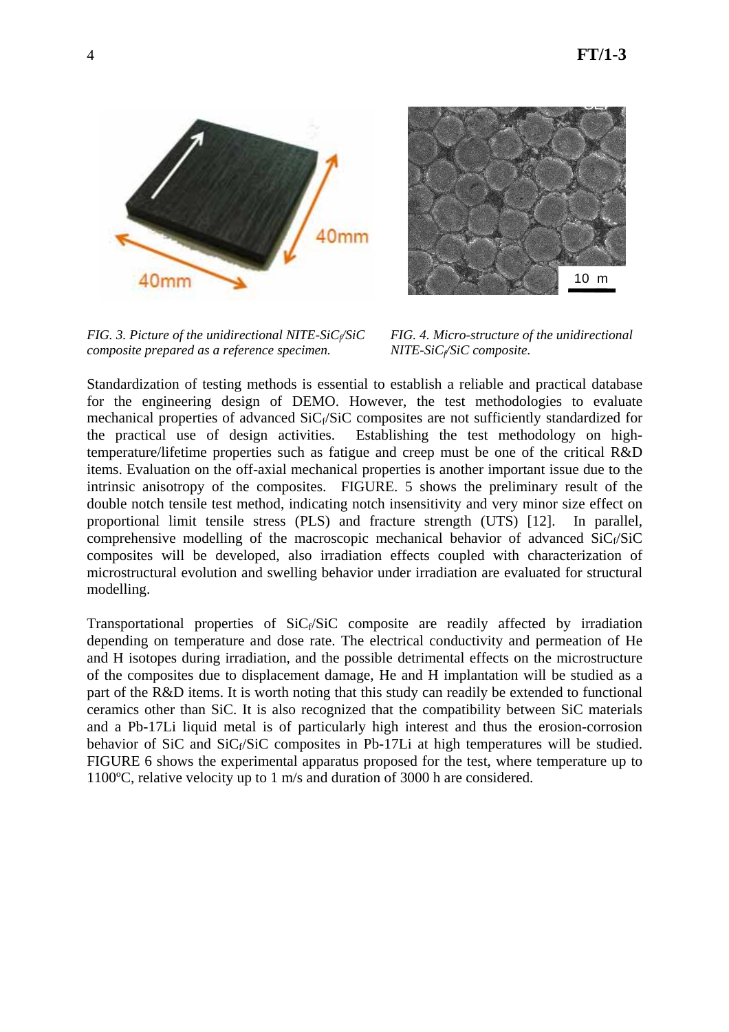FIG. 3. Picture of the unidirectional NITE-$SiC_f$/SiC composite prepared as a reference specimen.

FIG. 4. Micro-structure of the unidirectional NITE-$SiC_f$/SiC composite.

Standardization of testing methods is essential to establish a reliable and practical database for the engineering design of DEMO. However, the test methodologies to evaluate mechanical properties of advanced $SiC_f$/SiC composites are not sufficiently standardized for the practical use of design activities. Establishing the test methodology on high-temperature/lifetime properties such as fatigue and creep must be one of the critical R&D items. Evaluation on the off-axial mechanical properties is another important issue due to the intrinsic anisotropy of the composites. FIGURE. 5 shows the preliminary result of the double notch tensile test method, indicating notch insensitivity and very minor size effect on proportional limit tensile stress (PLS) and fracture strength (UTS) [12]. In parallel, comprehensive modelling of the macroscopic mechanical behavior of advanced $SiC_f$/SiC composites will be developed, also irradiation effects coupled with characterization of microstructural evolution and swelling behavior under irradiation are evaluated for structural modelling.

Transportational properties of $SiC_f$/SiC composite are readily affected by irradiation depending on temperature and dose rate. The electrical conductivity and permeation of He and H isotopes during irradiation, and the possible detrimental effects on the microstructure of the composites due to displacement damage, He and H implantation will be studied as a part of the R&D items. It is worth noting that this study can readily be extended to functional ceramics other than SiC. It is also recognized that the compatibility between SiC materials and a Pb-17Li liquid metal is of particularly high interest and thus the erosion-corrosion behavior of SiC and $SiC_f$/SiC composites in Pb-17Li at high temperatures will be studied. FIGURE 6 shows the experimental apparatus proposed for the test, where temperature up to 1100ºC, relative velocity up to 1 m/s and duration of 3000 h are considered.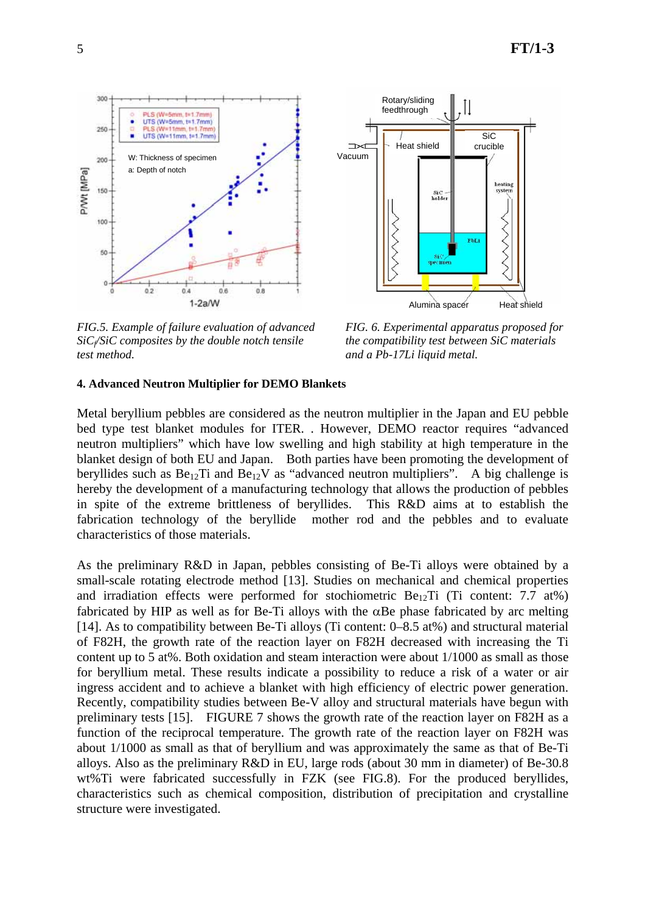*FIG.5. Example of failure evaluation of advanced $SiC_f/SiC$ composites by the double notch tensile test method.*

*FIG. 6. Experimental apparatus proposed for the compatibility test between SiC materials and a Pb-17Li liquid metal.*

**4. Advanced Neutron Multiplier for DEMO Blankets**

Metal beryllium pebbles are considered as the neutron multiplier in the Japan and EU pebble bed type test blanket modules for ITER. . However, DEMO reactor requires “advanced neutron multipliers” which have low swelling and high stability at high temperature in the blanket design of both EU and Japan. Both parties have been promoting the development of beryllides such as $Be_{12}Ti$ and $Be_{12}V$ as “advanced neutron multipliers”. A big challenge is hereby the development of a manufacturing technology that allows the production of pebbles in spite of the extreme brittleness of beryllides. This R&D aims at to establish the fabrication technology of the beryllide mother rod and the pebbles and to evaluate characteristics of those materials.

As the preliminary R&D in Japan, pebbles consisting of Be-Ti alloys were obtained by a small-scale rotating electrode method [13]. Studies on mechanical and chemical properties and irradiation effects were performed for stochiometric $Be_{12}Ti$ (Ti content: 7.7 at%) fabricated by HIP as well as for Be-Ti alloys with the $\alpha$Be phase fabricated by arc melting [14]. As to compatibility between Be-Ti alloys (Ti content: 0–8.5 at%) and structural material of F82H, the growth rate of the reaction layer on F82H decreased with increasing the Ti content up to 5 at%. Both oxidation and steam interaction were about 1/1000 as small as those for beryllium metal. These results indicate a possibility to reduce a risk of a water or air ingress accident and to achieve a blanket with high efficiency of electric power generation. Recently, compatibility studies between Be-V alloy and structural materials have begun with preliminary tests [15]. FIGURE 7 shows the growth rate of the reaction layer on F82H as a function of the reciprocal temperature. The growth rate of the reaction layer on F82H was about 1/1000 as small as that of beryllium and was approximately the same as that of Be-Ti alloys. Also as the preliminary R&D in EU, large rods (about 30 mm in diameter) of Be-30.8 wt%Ti were fabricated successfully in FZK (see FIG.8). For the produced beryllides, characteristics such as chemical composition, distribution of precipitation and crystalline structure were investigated.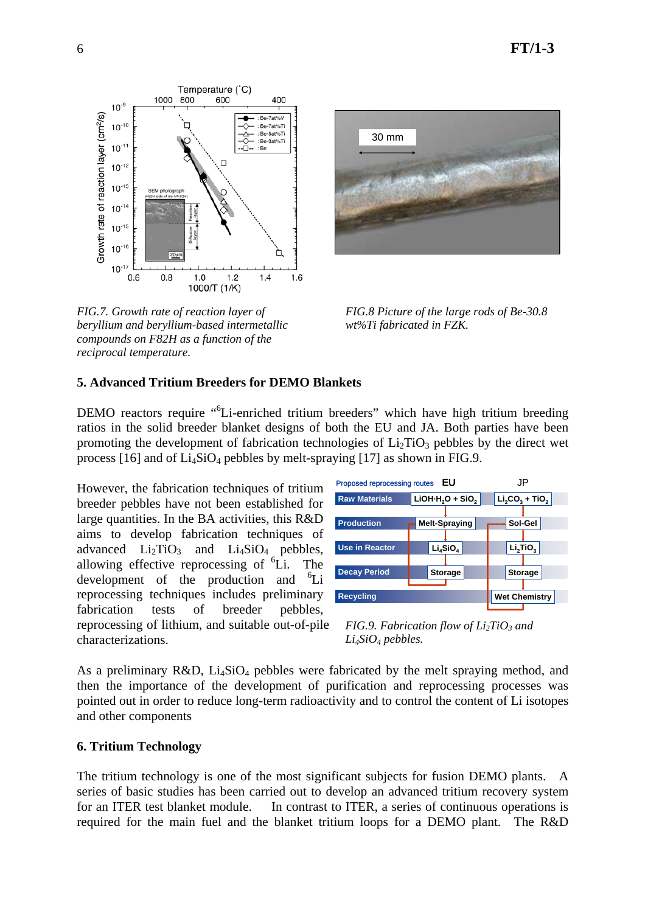*FIG.7. Growth rate of reaction layer of beryllium and beryllium-based intermetallic compounds on F82H as a function of the reciprocal temperature.*

*FIG.8 Picture of the large rods of Be-30.8 wt%Ti fabricated in FZK.*

## 5. Advanced Tritium Breeders for DEMO Blankets

DEMO reactors require "$^{6}$Li-enriched tritium breeders" which have high tritium breeding ratios in the solid breeder blanket designs of both the EU and JA. Both parties have been promoting the development of fabrication technologies of $Li_2TiO_3$ pebbles by the direct wet process [16] and of $Li_4SiO_4$ pebbles by melt-spraying [17] as shown in FIG.9.

However, the fabrication techniques of tritium breeder pebbles have not been established for large quantities. In the BA activities, this R&D aims to develop fabrication techniques of advanced $Li_2TiO_3$ and $Li_4SiO_4$ pebbles, allowing effective reprocessing of $^{6}$Li. The development of the production and $^{6}$Li reprocessing techniques includes preliminary fabrication tests of breeder pebbles, reprocessing of lithium, and suitable out-of-pile characterizations.

*FIG.9. Fabrication flow of $Li_2TiO_3$ and $Li_4SiO_4$ pebbles.*

As a preliminary R&D, $Li_4SiO_4$ pebbles were fabricated by the melt spraying method, and then the importance of the development of purification and reprocessing processes was pointed out in order to reduce long-term radioactivity and to control the content of Li isotopes and other components

## 6. Tritium Technology

The tritium technology is one of the most significant subjects for fusion DEMO plants. A series of basic studies has been carried out to develop an advanced tritium recovery system for an ITER test blanket module. In contrast to ITER, a series of continuous operations is required for the main fuel and the blanket tritium loops for a DEMO plant. The R&D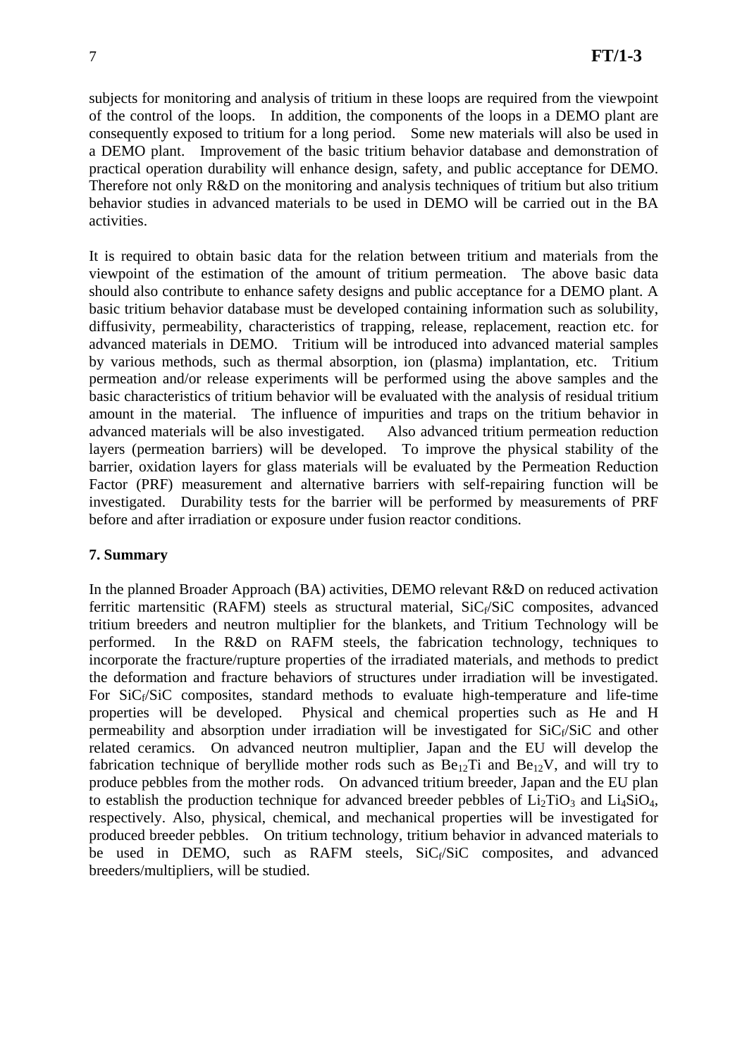subjects for monitoring and analysis of tritium in these loops are required from the viewpoint of the control of the loops. In addition, the components of the loops in a DEMO plant are consequently exposed to tritium for a long period. Some new materials will also be used in a DEMO plant. Improvement of the basic tritium behavior database and demonstration of practical operation durability will enhance design, safety, and public acceptance for DEMO. Therefore not only R&D on the monitoring and analysis techniques of tritium but also tritium behavior studies in advanced materials to be used in DEMO will be carried out in the BA activities.

It is required to obtain basic data for the relation between tritium and materials from the viewpoint of the estimation of the amount of tritium permeation. The above basic data should also contribute to enhance safety designs and public acceptance for a DEMO plant. A basic tritium behavior database must be developed containing information such as solubility, diffusivity, permeability, characteristics of trapping, release, replacement, reaction etc. for advanced materials in DEMO. Tritium will be introduced into advanced material samples by various methods, such as thermal absorption, ion (plasma) implantation, etc. Tritium permeation and/or release experiments will be performed using the above samples and the basic characteristics of tritium behavior will be evaluated with the analysis of residual tritium amount in the material. The influence of impurities and traps on the tritium behavior in advanced materials will be also investigated. Also advanced tritium permeation reduction layers (permeation barriers) will be developed. To improve the physical stability of the barrier, oxidation layers for glass materials will be evaluated by the Permeation Reduction Factor (PRF) measurement and alternative barriers with self-repairing function will be investigated. Durability tests for the barrier will be performed by measurements of PRF before and after irradiation or exposure under fusion reactor conditions.

## 7. Summary

In the planned Broader Approach (BA) activities, DEMO relevant R&D on reduced activation ferritic martensitic (RAFM) steels as structural material, $SiC_f/SiC$ composites, advanced tritium breeders and neutron multiplier for the blankets, and Tritium Technology will be performed. In the R&D on RAFM steels, the fabrication technology, techniques to incorporate the fracture/rupture properties of the irradiated materials, and methods to predict the deformation and fracture behaviors of structures under irradiation will be investigated. For $SiC_f/SiC$ composites, standard methods to evaluate high-temperature and life-time properties will be developed. Physical and chemical properties such as He and H permeability and absorption under irradiation will be investigated for $SiC_f/SiC$ and other related ceramics. On advanced neutron multiplier, Japan and the EU will develop the fabrication technique of beryllide mother rods such as $Be_{12}Ti$ and $Be_{12}V$, and will try to produce pebbles from the mother rods. On advanced tritium breeder, Japan and the EU plan to establish the production technique for advanced breeder pebbles of $Li_2TiO_3$ and $Li_4SiO_4$, respectively. Also, physical, chemical, and mechanical properties will be investigated for produced breeder pebbles. On tritium technology, tritium behavior in advanced materials to be used in DEMO, such as RAFM steels, $SiC_f/SiC$ composites, and advanced breeders/multipliers, will be studied.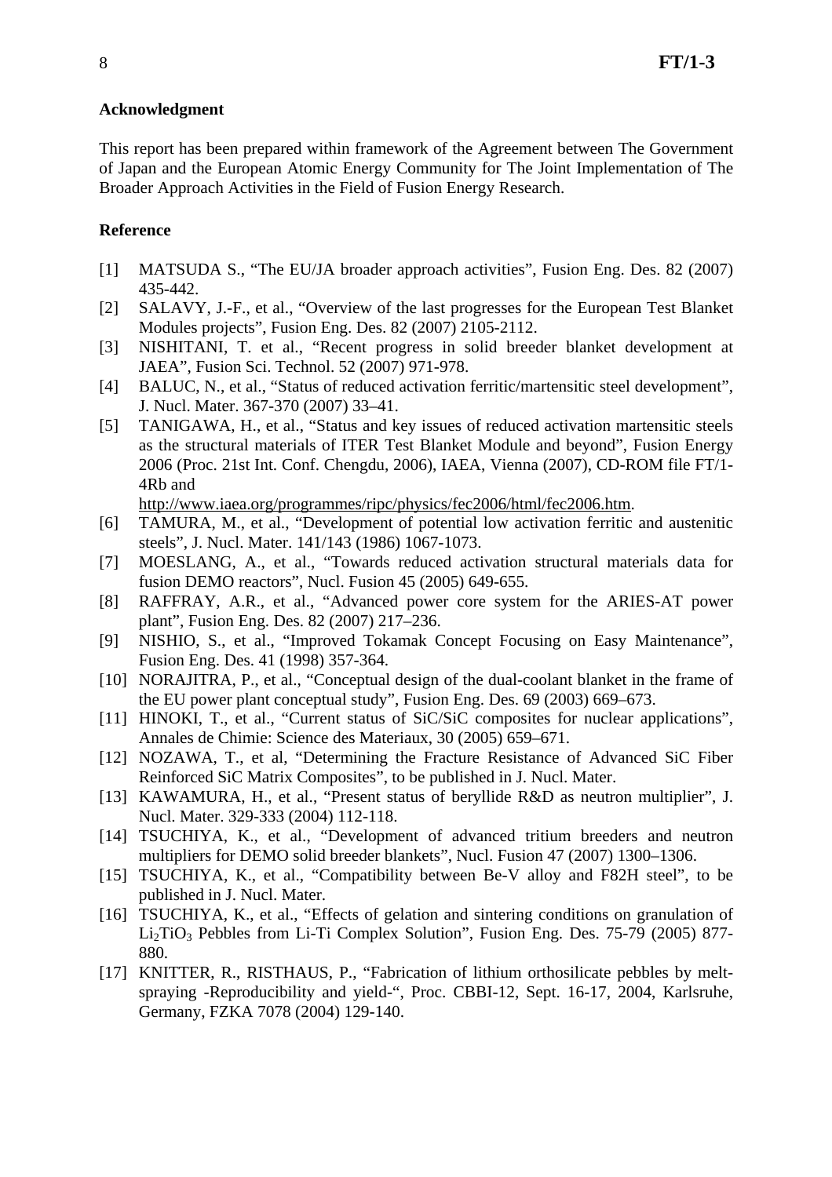## Acknowledgment

This report has been prepared within framework of the Agreement between The Government of Japan and the European Atomic Energy Community for The Joint Implementation of The Broader Approach Activities in the Field of Fusion Energy Research.

## Reference

[1] MATSUDA S., "The EU/JA broader approach activities", Fusion Eng. Des. 82 (2007) 435-442.

[2] SALAVY, J.-F., et al., "Overview of the last progresses for the European Test Blanket Modules projects", Fusion Eng. Des. 82 (2007) 2105-2112.

[3] NISHITANI, T. et al., "Recent progress in solid breeder blanket development at JAEA", Fusion Sci. Technol. 52 (2007) 971-978.

[4] BALUC, N., et al., "Status of reduced activation ferritic/martensitic steel development", J. Nucl. Mater. 367-370 (2007) 33–41.

[5] TANIGAWA, H., et al., "Status and key issues of reduced activation martensitic steels as the structural materials of ITER Test Blanket Module and beyond", Fusion Energy 2006 (Proc. 21st Int. Conf. Chengdu, 2006), IAEA, Vienna (2007), CD-ROM file FT/1-4Rb and http://www.iaea.org/programmes/ripc/physics/fec2006/html/fec2006.htm.

[6] TAMURA, M., et al., "Development of potential low activation ferritic and austenitic steels", J. Nucl. Mater. 141/143 (1986) 1067-1073.

[7] MOESLANG, A., et al., "Towards reduced activation structural materials data for fusion DEMO reactors", Nucl. Fusion 45 (2005) 649-655.

[8] RAFFRAY, A.R., et al., "Advanced power core system for the ARIES-AT power plant", Fusion Eng. Des. 82 (2007) 217–236.

[9] NISHIO, S., et al., "Improved Tokamak Concept Focusing on Easy Maintenance", Fusion Eng. Des. 41 (1998) 357-364.

[10] NORAJITRA, P., et al., "Conceptual design of the dual-coolant blanket in the frame of the EU power plant conceptual study", Fusion Eng. Des. 69 (2003) 669–673.

[11] HINOKI, T., et al., "Current status of SiC/SiC composites for nuclear applications", Annales de Chimie: Science des Materiaux, 30 (2005) 659–671.

[12] NOZAWA, T., et al, "Determining the Fracture Resistance of Advanced SiC Fiber Reinforced SiC Matrix Composites", to be published in J. Nucl. Mater.

[13] KAWAMURA, H., et al., "Present status of beryllide R&D as neutron multiplier", J. Nucl. Mater. 329-333 (2004) 112-118.

[14] TSUCHIYA, K., et al., "Development of advanced tritium breeders and neutron multipliers for DEMO solid breeder blankets", Nucl. Fusion 47 (2007) 1300–1306.

[15] TSUCHIYA, K., et al., "Compatibility between Be-V alloy and F82H steel", to be published in J. Nucl. Mater.

[16] TSUCHIYA, K., et al., "Effects of gelation and sintering conditions on granulation of $Li_2TiO_3$ Pebbles from Li-Ti Complex Solution", Fusion Eng. Des. 75-79 (2005) 877-880.

[17] KNITTER, R., RISTHAUS, P., "Fabrication of lithium orthosilicate pebbles by melt-spraying -Reproducibility and yield-", Proc. CBBI-12, Sept. 16-17, 2004, Karlsruhe, Germany, FZKA 7078 (2004) 129-140.